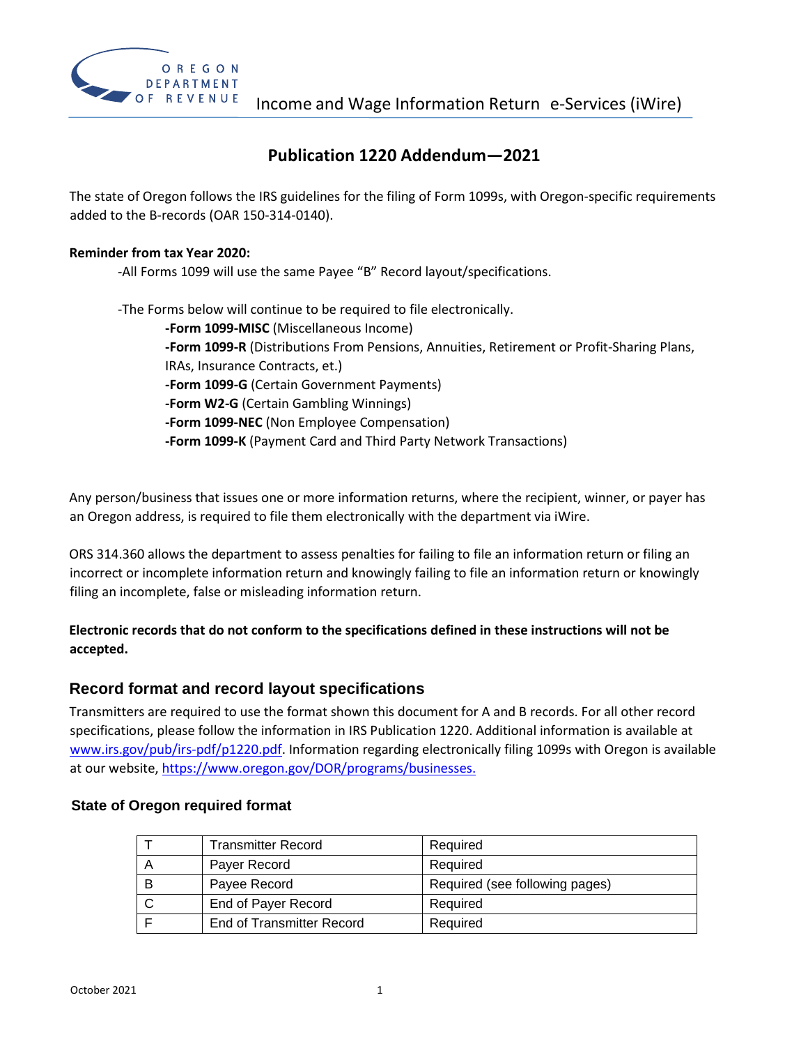Income and Wage Information Return e-Services (iWire)

# Publication 1220 Addendum—2021

The state of Oregon follows the IRS guidelines for the filing of Form 1099s, with Oregon-specific requirements added to the B-records (OAR 150-314-0140).

**Reminder from tax Year 2020:**

-All Forms 1099 will use the same Payee "B" Record layout/specifications.

-The Forms below will continue to be required to file electronically.

- **-Form 1099-MISC** (Miscellaneous Income)
- **-Form 1099-R** (Distributions From Pensions, Annuities, Retirement or Profit-Sharing Plans, IRAs, Insurance Contracts, et.)
- **-Form 1099-G** (Certain Government Payments)
- **-Form W2-G** (Certain Gambling Winnings)
- **-Form 1099-NEC** (Non Employee Compensation)
- **-Form 1099-K** (Payment Card and Third Party Network Transactions)

Any person/business that issues one or more information returns, where the recipient, winner, or payer has an Oregon address, is required to file them electronically with the department via iWire.

ORS 314.360 allows the department to assess penalties for failing to file an information return or filing an incorrect or incomplete information return and knowingly failing to file an information return or knowingly filing an incomplete, false or misleading information return.

**Electronic records that do not conform to the specifications defined in these instructions will not be accepted.**

## Record format and record layout specifications

Transmitters are required to use the format shown this document for A and B records. For all other record specifications, please follow the information in IRS Publication 1220. Additional information is available at www.irs.gov/pub/irs-pdf/p1220.pdf. Information regarding electronically filing 1099s with Oregon is available at our website, https://www.oregon.gov/DOR/programs/businesses.

### State of Oregon required format

| T | Transmitter Record | Required |
|---|---|---|
| A | Payer Record | Required |
| B | Payee Record | Required (see following pages) |
| C | End of Payer Record | Required |
| F | End of Transmitter Record | Required |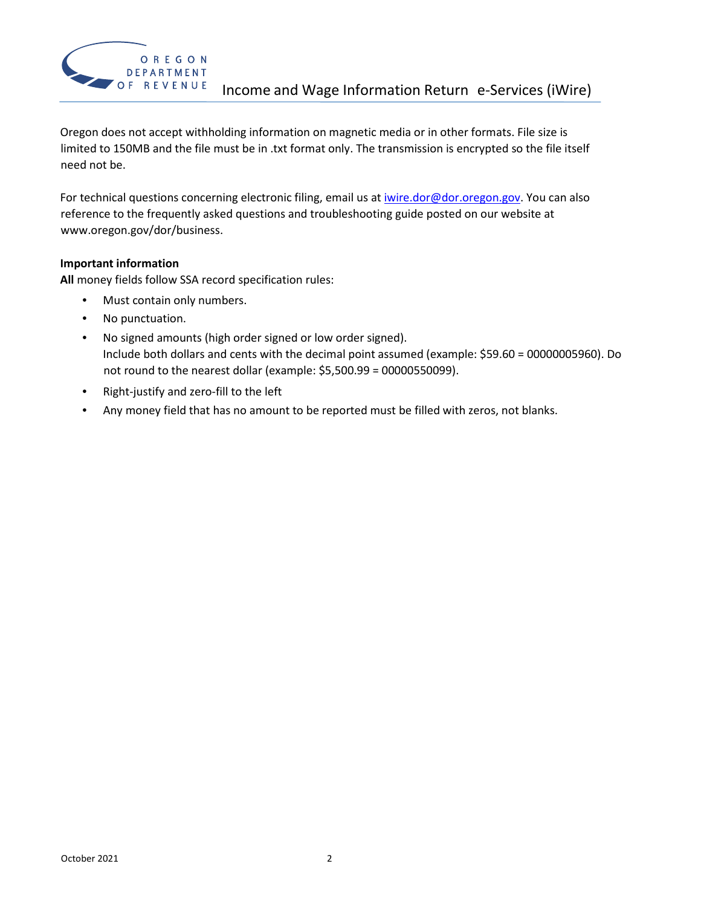Oregon does not accept withholding information on magnetic media or in other formats. File size is limited to 150MB and the file must be in .txt format only. The transmission is encrypted so the file itself need not be.

For technical questions concerning electronic filing, email us at iwire.dor@dor.oregon.gov. You can also reference to the frequently asked questions and troubleshooting guide posted on our website at www.oregon.gov/dor/business.

**Important information**

**All** money fields follow SSA record specification rules:

- Must contain only numbers.
- No punctuation.
- No signed amounts (high order signed or low order signed).
  Include both dollars and cents with the decimal point assumed (example: $59.60 = 00000005960). Do not round to the nearest dollar (example: $5,500.99 = 00000550099).
- Right-justify and zero-fill to the left
- Any money field that has no amount to be reported must be filled with zeros, not blanks.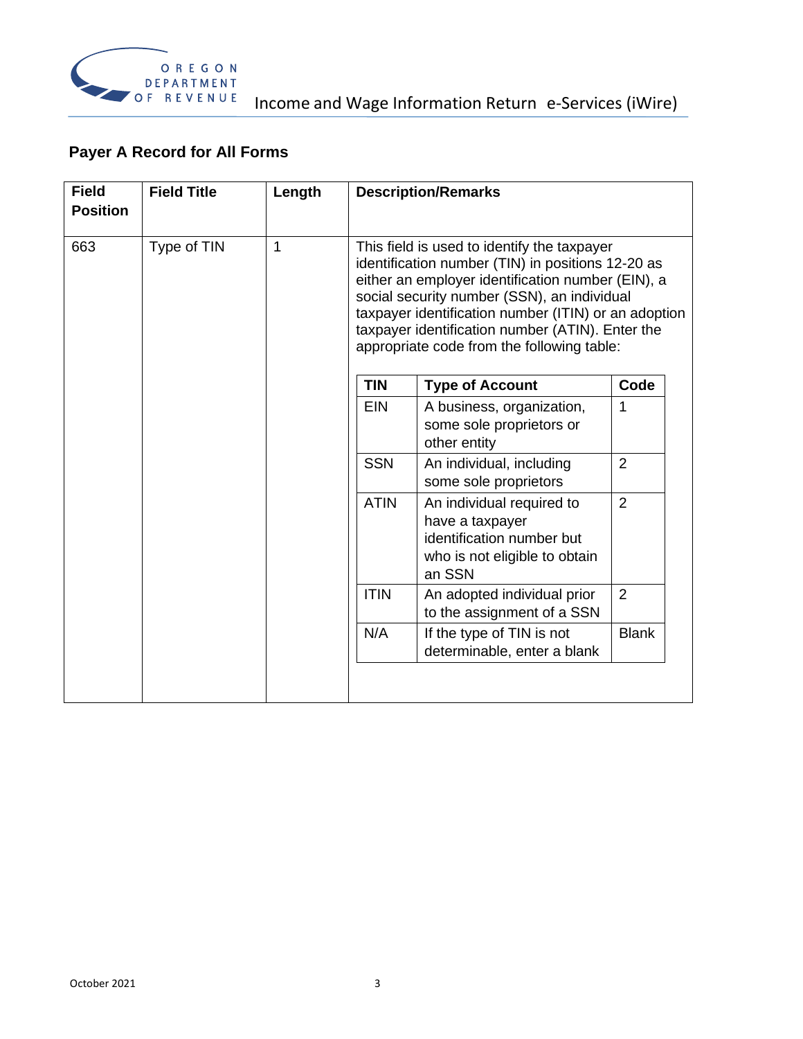## Payer A Record for All Forms

<table>
<tr>
<th>Field Position</th>
<th>Field Title</th>
<th>Length</th>
<th>Description/Remarks</th>
</tr>
<tr>
<td>663</td>
<td>Type of TIN</td>
<td>1</td>
<td>This field is used to identify the taxpayer identification number (TIN) in positions 12-20 as either an employer identification number (EIN), a social security number (SSN), an individual taxpayer identification number (ITIN) or an adoption taxpayer identification number (ATIN). Enter the appropriate code from the following table:<br><br>
<table>
<tr><th>TIN</th><th>Type of Account</th><th>Code</th></tr>
<tr><td>EIN</td><td>A business, organization, some sole proprietors or other entity</td><td>1</td></tr>
<tr><td>SSN</td><td>An individual, including some sole proprietors</td><td>2</td></tr>
<tr><td>ATIN</td><td>An individual required to have a taxpayer identification number but who is not eligible to obtain an SSN</td><td>2</td></tr>
<tr><td>ITIN</td><td>An adopted individual prior to the assignment of a SSN</td><td>2</td></tr>
<tr><td>N/A</td><td>If the type of TIN is not determinable, enter a blank</td><td>Blank</td></tr>
</table>
</td>
</tr>
</table>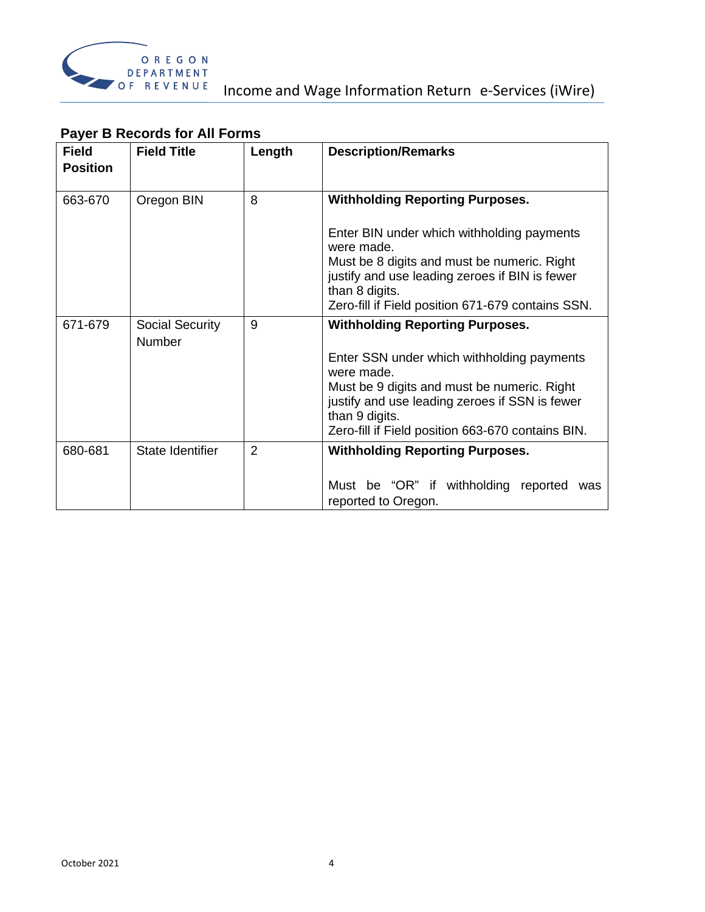## Payer B Records for All Forms

| Field Position | Field Title | Length | Description/Remarks |
| --- | --- | --- | --- |
| 663-670 | Oregon BIN | 8 | **Withholding Reporting Purposes.**<br><br>Enter BIN under which withholding payments were made.<br>Must be 8 digits and must be numeric. Right justify and use leading zeroes if BIN is fewer than 8 digits.<br>Zero-fill if Field position 671-679 contains SSN. |
| 671-679 | Social Security Number | 9 | **Withholding Reporting Purposes.**<br><br>Enter SSN under which withholding payments were made.<br>Must be 9 digits and must be numeric. Right justify and use leading zeroes if SSN is fewer than 9 digits.<br>Zero-fill if Field position 663-670 contains BIN. |
| 680-681 | State Identifier | 2 | **Withholding Reporting Purposes.**<br><br>Must be "OR" if withholding reported was reported to Oregon. |